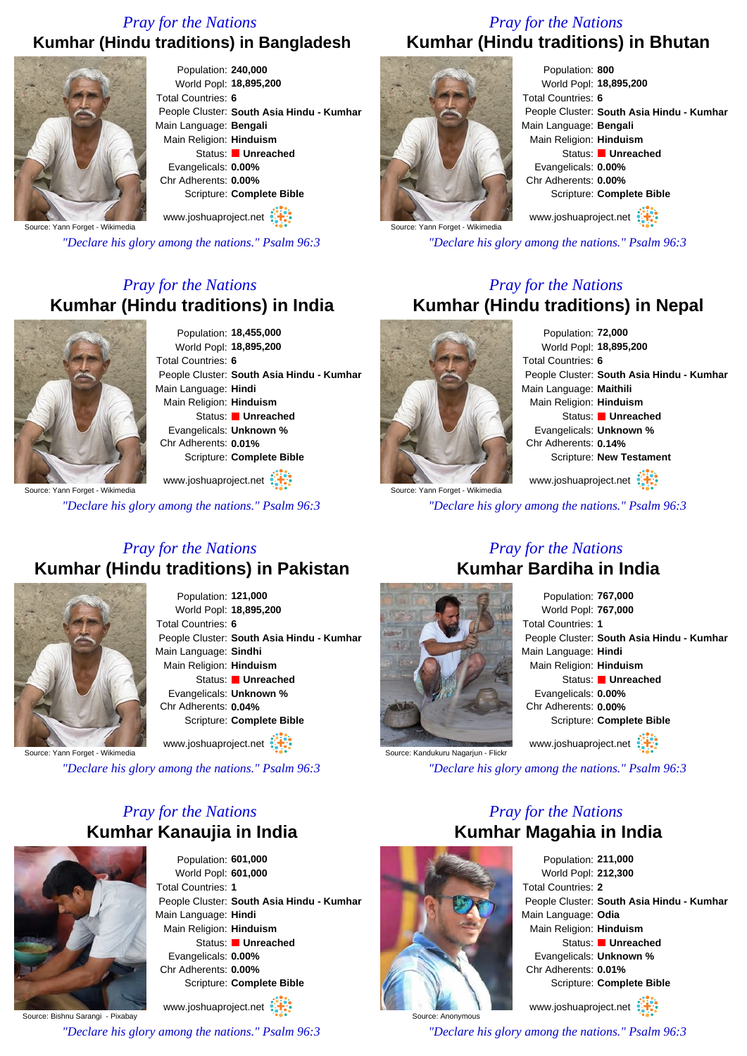*Pray for the Nations*

## Kumhar (Hindu traditions) in Bangladesh

Source: Yann Forget - Wikimedia

Population: **240,000**
World Popl: **18,895,200**
Total Countries: **6**
People Cluster: **South Asia Hindu - Kumhar**
Main Language: **Bengali**
Main Religion: **Hinduism**
Status: **Unreached**
Evangelicals: **0.00%**
Chr Adherents: **0.00%**
Scripture: **Complete Bible**

www.joshuaproject.net

*"Declare his glory among the nations." Psalm 96:3*

*Pray for the Nations*

## Kumhar (Hindu traditions) in Bhutan

Source: Yann Forget - Wikimedia

Population: **800**
World Popl: **18,895,200**
Total Countries: **6**
People Cluster: **South Asia Hindu - Kumhar**
Main Language: **Bengali**
Main Religion: **Hinduism**
Status: **Unreached**
Evangelicals: **0.00%**
Chr Adherents: **0.00%**
Scripture: **Complete Bible**

www.joshuaproject.net

*"Declare his glory among the nations." Psalm 96:3*

*Pray for the Nations*

## Kumhar (Hindu traditions) in India

Source: Yann Forget - Wikimedia

Population: **18,455,000**
World Popl: **18,895,200**
Total Countries: **6**
People Cluster: **South Asia Hindu - Kumhar**
Main Language: **Hindi**
Main Religion: **Hinduism**
Status: **Unreached**
Evangelicals: **Unknown %**
Chr Adherents: **0.01%**
Scripture: **Complete Bible**

www.joshuaproject.net

*"Declare his glory among the nations." Psalm 96:3*

*Pray for the Nations*

## Kumhar (Hindu traditions) in Nepal

Source: Yann Forget - Wikimedia

Population: **72,000**
World Popl: **18,895,200**
Total Countries: **6**
People Cluster: **South Asia Hindu - Kumhar**
Main Language: **Maithili**
Main Religion: **Hinduism**
Status: **Unreached**
Evangelicals: **Unknown %**
Chr Adherents: **0.14%**
Scripture: **New Testament**

www.joshuaproject.net

*"Declare his glory among the nations." Psalm 96:3*

*Pray for the Nations*

## Kumhar (Hindu traditions) in Pakistan

Source: Yann Forget - Wikimedia

Population: **121,000**
World Popl: **18,895,200**
Total Countries: **6**
People Cluster: **South Asia Hindu - Kumhar**
Main Language: **Sindhi**
Main Religion: **Hinduism**
Status: **Unreached**
Evangelicals: **Unknown %**
Chr Adherents: **0.04%**
Scripture: **Complete Bible**

www.joshuaproject.net

*"Declare his glory among the nations." Psalm 96:3*

*Pray for the Nations*

## Kumhar Bardiha in India

Source: Kandukuru Nagarjun - Flickr

Population: **767,000**
World Popl: **767,000**
Total Countries: **1**
People Cluster: **South Asia Hindu - Kumhar**
Main Language: **Hindi**
Main Religion: **Hinduism**
Status: **Unreached**
Evangelicals: **0.00%**
Chr Adherents: **0.00%**
Scripture: **Complete Bible**

www.joshuaproject.net

*"Declare his glory among the nations." Psalm 96:3*

*Pray for the Nations*

## Kumhar Kanaujia in India

Source: Bishnu Sarangi - Pixabay

Population: **601,000**
World Popl: **601,000**
Total Countries: **1**
People Cluster: **South Asia Hindu - Kumhar**
Main Language: **Hindi**
Main Religion: **Hinduism**
Status: **Unreached**
Evangelicals: **0.00%**
Chr Adherents: **0.00%**
Scripture: **Complete Bible**

www.joshuaproject.net

*"Declare his glory among the nations." Psalm 96:3*

*Pray for the Nations*

## Kumhar Magahia in India

Source: Anonymous

Population: **211,000**
World Popl: **212,300**
Total Countries: **2**
People Cluster: **South Asia Hindu - Kumhar**
Main Language: **Odia**
Main Religion: **Hinduism**
Status: **Unreached**
Evangelicals: **Unknown %**
Chr Adherents: **0.01%**
Scripture: **Complete Bible**

www.joshuaproject.net

*"Declare his glory among the nations." Psalm 96:3*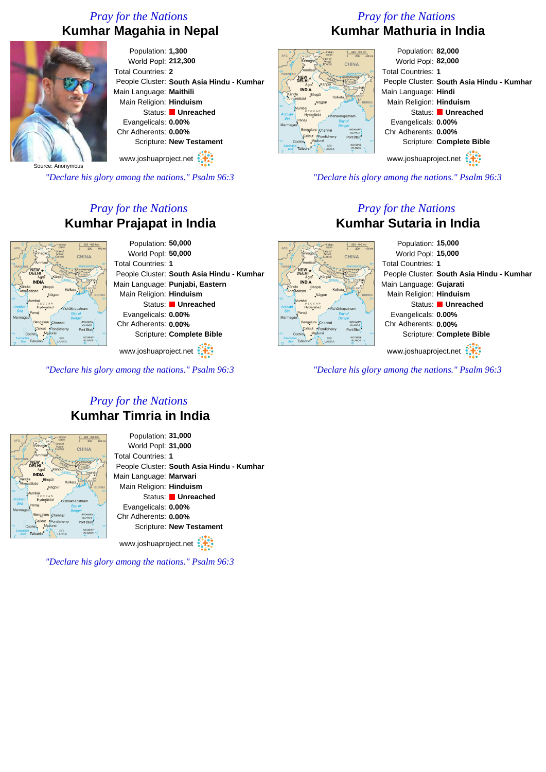*Pray for the Nations*

## Kumhar Magahia in Nepal

Population: **1,300**
World Popl: **212,300**
Total Countries: **2**
People Cluster: **South Asia Hindu - Kumhar**
Main Language: **Maithili**
Main Religion: **Hinduism**
Status: **Unreached**
Evangelicals: **0.00%**
Chr Adherents: **0.00%**
Scripture: **New Testament**

Source: Anonymous

www.joshuaproject.net

*"Declare his glory among the nations." Psalm 96:3*

*Pray for the Nations*

## Kumhar Mathuria in India

Population: **82,000**
World Popl: **82,000**
Total Countries: **1**
People Cluster: **South Asia Hindu - Kumhar**
Main Language: **Hindi**
Main Religion: **Hinduism**
Status: **Unreached**
Evangelicals: **0.00%**
Chr Adherents: **0.00%**
Scripture: **Complete Bible**

www.joshuaproject.net

*"Declare his glory among the nations." Psalm 96:3*

*Pray for the Nations*

## Kumhar Prajapat in India

Population: **50,000**
World Popl: **50,000**
Total Countries: **1**
People Cluster: **South Asia Hindu - Kumhar**
Main Language: **Punjabi, Eastern**
Main Religion: **Hinduism**
Status: **Unreached**
Evangelicals: **0.00%**
Chr Adherents: **0.00%**
Scripture: **Complete Bible**

www.joshuaproject.net

*"Declare his glory among the nations." Psalm 96:3*

*Pray for the Nations*

## Kumhar Sutaria in India

Population: **15,000**
World Popl: **15,000**
Total Countries: **1**
People Cluster: **South Asia Hindu - Kumhar**
Main Language: **Gujarati**
Main Religion: **Hinduism**
Status: **Unreached**
Evangelicals: **0.00%**
Chr Adherents: **0.00%**
Scripture: **Complete Bible**

www.joshuaproject.net

*"Declare his glory among the nations." Psalm 96:3*

*Pray for the Nations*

## Kumhar Timria in India

Population: **31,000**
World Popl: **31,000**
Total Countries: **1**
People Cluster: **South Asia Hindu - Kumhar**
Main Language: **Marwari**
Main Religion: **Hinduism**
Status: **Unreached**
Evangelicals: **0.00%**
Chr Adherents: **0.00%**
Scripture: **New Testament**

www.joshuaproject.net

*"Declare his glory among the nations." Psalm 96:3*